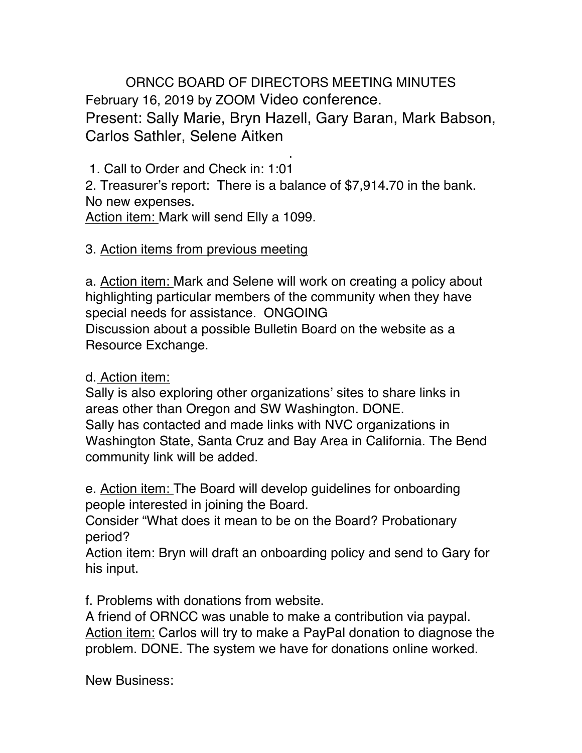# ORNCC BOARD OF DIRECTORS MEETING MINUTES

February 16, 2019 by ZOOM Video conference.

Present: Sally Marie, Bryn Hazell, Gary Baran, Mark Babson, Carlos Sathler, Selene Aitken

1. Call to Order and Check in: 1:01
2. Treasurer's report: There is a balance of $7,914.70 in the bank. No new expenses.

Action item: Mark will send Elly a 1099.

3. Action items from previous meeting

a. Action item: Mark and Selene will work on creating a policy about highlighting particular members of the community when they have special needs for assistance. ONGOING

Discussion about a possible Bulletin Board on the website as a Resource Exchange.

d. Action item:

Sally is also exploring other organizations' sites to share links in areas other than Oregon and SW Washington. DONE.

Sally has contacted and made links with NVC organizations in Washington State, Santa Cruz and Bay Area in California. The Bend community link will be added.

e. Action item: The Board will develop guidelines for onboarding people interested in joining the Board.

Consider "What does it mean to be on the Board? Probationary period?

Action item: Bryn will draft an onboarding policy and send to Gary for his input.

f. Problems with donations from website.

A friend of ORNCC was unable to make a contribution via paypal.

Action item: Carlos will try to make a PayPal donation to diagnose the problem. DONE. The system we have for donations online worked.

New Business: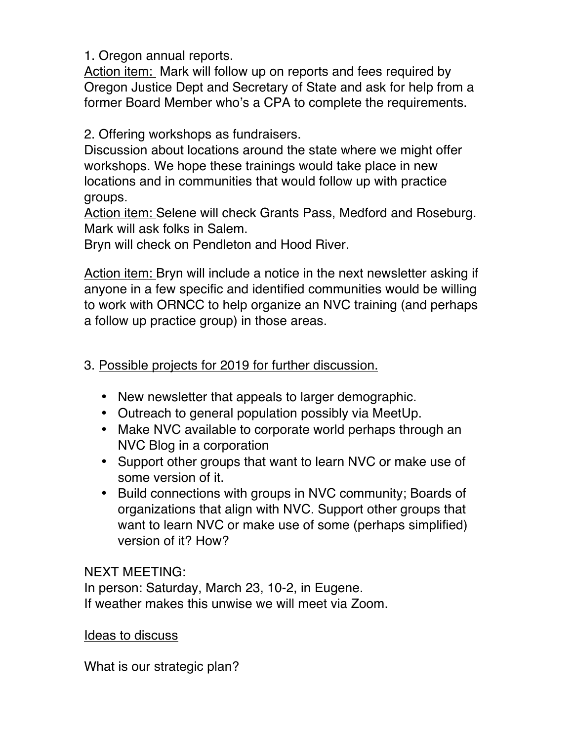1. Oregon annual reports.

<u>Action item:</u> Mark will follow up on reports and fees required by Oregon Justice Dept and Secretary of State and ask for help from a former Board Member who's a CPA to complete the requirements.

2. Offering workshops as fundraisers.

Discussion about locations around the state where we might offer workshops. We hope these trainings would take place in new locations and in communities that would follow up with practice groups.

<u>Action item:</u> Selene will check Grants Pass, Medford and Roseburg.
Mark will ask folks in Salem.
Bryn will check on Pendleton and Hood River.

<u>Action item:</u> Bryn will include a notice in the next newsletter asking if anyone in a few specific and identified communities would be willing to work with ORNCC to help organize an NVC training (and perhaps a follow up practice group) in those areas.

3. <u>Possible projects for 2019 for further discussion.</u>

- New newsletter that appeals to larger demographic.
- Outreach to general population possibly via MeetUp.
- Make NVC available to corporate world perhaps through an NVC Blog in a corporation
- Support other groups that want to learn NVC or make use of some version of it.
- Build connections with groups in NVC community; Boards of organizations that align with NVC. Support other groups that want to learn NVC or make use of some (perhaps simplified) version of it? How?

NEXT MEETING:
In person: Saturday, March 23, 10-2, in Eugene.
If weather makes this unwise we will meet via Zoom.

<u>Ideas to discuss</u>

What is our strategic plan?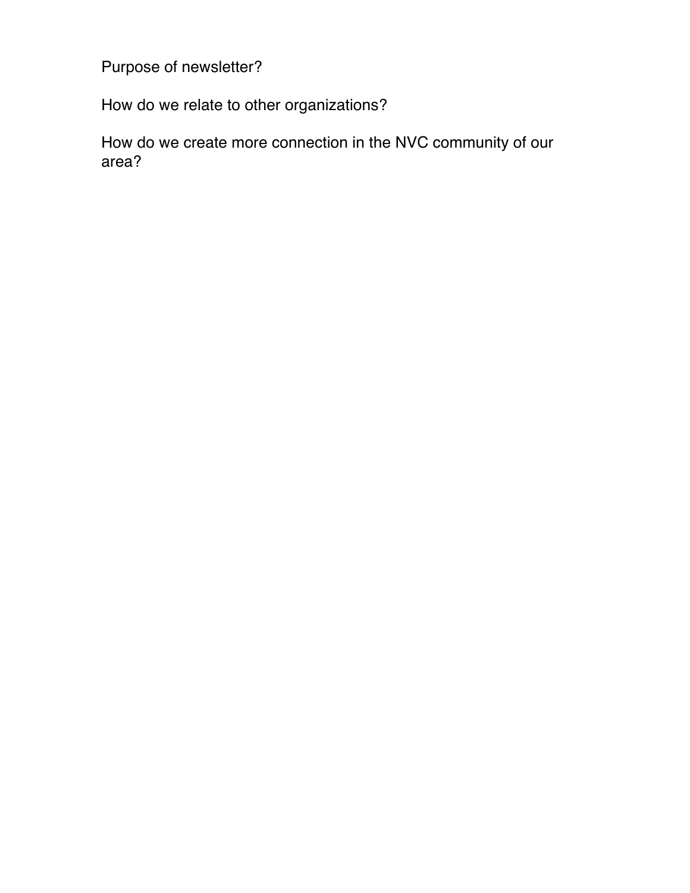Purpose of newsletter?

How do we relate to other organizations?

How do we create more connection in the NVC community of our area?